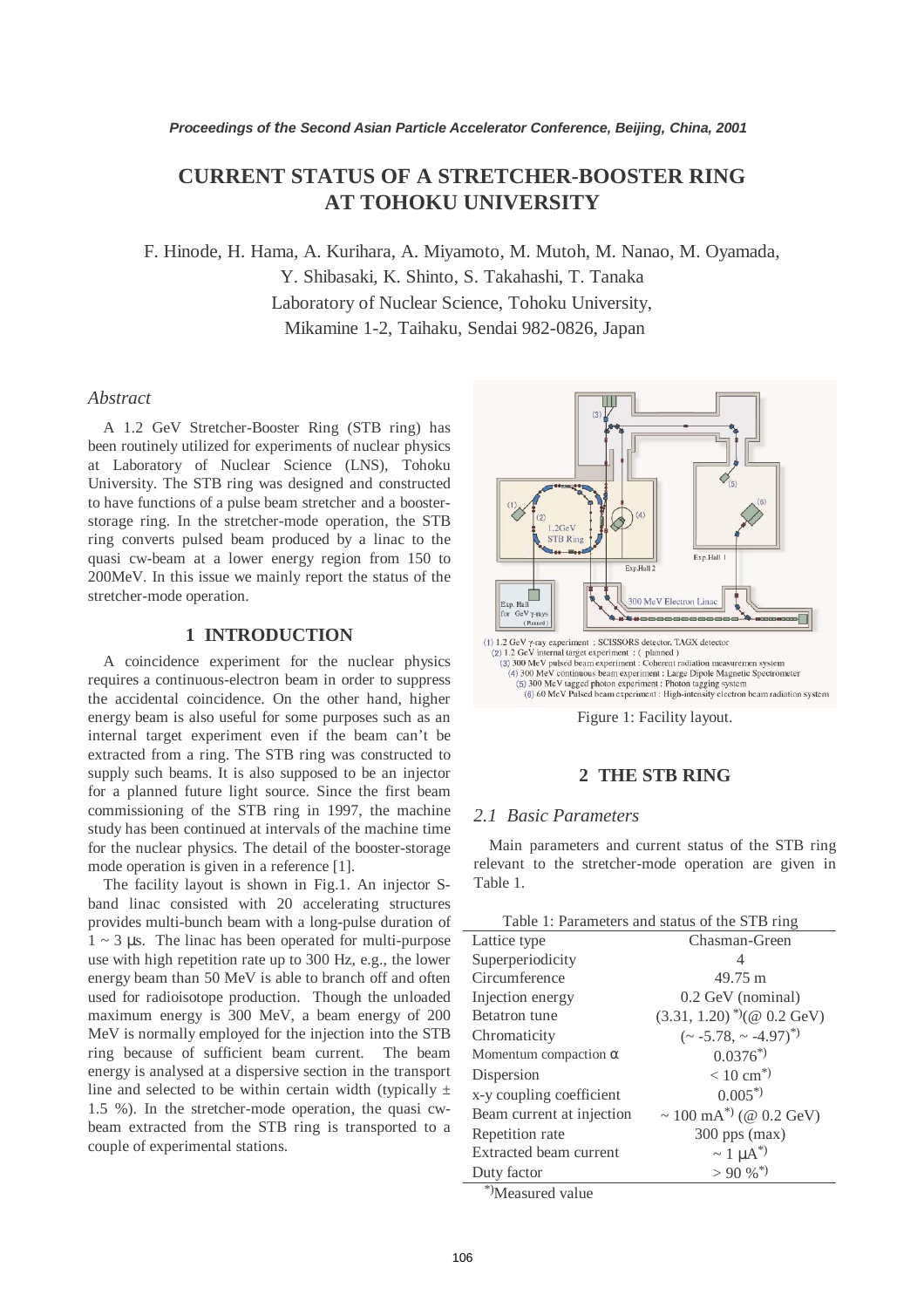# CURRENT STATUS OF A STRETCHER-BOOSTER RING AT TOHOKU UNIVERSITY

F. Hinode, H. Hama, A. Kurihara, A. Miyamoto, M. Mutoh, M. Nanao, M. Oyamada, Y. Shibasaki, K. Shinto, S. Takahashi, T. Tanaka

Laboratory of Nuclear Science, Tohoku University, Mikamine 1-2, Taihaku, Sendai 982-0826, Japan

### *Abstract*

A 1.2 GeV Stretcher-Booster Ring (STB ring) has been routinely utilized for experiments of nuclear physics at Laboratory of Nuclear Science (LNS), Tohoku University. The STB ring was designed and constructed to have functions of a pulse beam stretcher and a booster-storage ring. In the stretcher-mode operation, the STB ring converts pulsed beam produced by a linac to the quasi cw-beam at a lower energy region from 150 to 200MeV. In this issue we mainly report the status of the stretcher-mode operation.

## 1 INTRODUCTION

A coincidence experiment for the nuclear physics requires a continuous-electron beam in order to suppress the accidental coincidence. On the other hand, higher energy beam is also useful for some purposes such as an internal target experiment even if the beam can't be extracted from a ring. The STB ring was constructed to supply such beams. It is also supposed to be an injector for a planned future light source. Since the first beam commissioning of the STB ring in 1997, the machine study has been continued at intervals of the machine time for the nuclear physics. The detail of the booster-storage mode operation is given in a reference [1].

The facility layout is shown in Fig.1. An injector S-band linac consisted with 20 accelerating structures provides multi-bunch beam with a long-pulse duration of 1 ~ 3 μs. The linac has been operated for multi-purpose use with high repetition rate up to 300 Hz, e.g., the lower energy beam than 50 MeV is able to branch off and often used for radioisotope production. Though the unloaded maximum energy is 300 MeV, a beam energy of 200 MeV is normally employed for the injection into the STB ring because of sufficient beam current. The beam energy is analysed at a dispersive section in the transport line and selected to be within certain width (typically ± 1.5 %). In the stretcher-mode operation, the quasi cw-beam extracted from the STB ring is transported to a couple of experimental stations.

(3)
(1)
(2)
1.2GeV
STB Ring
(4)
(5)
(6)
Exp.Hall 1
Exp.Hall 2
300 MeV Electron Linac
Exp. Hall for GeV γ-rays (Planned)

(1) 1.2 GeV γ-ray experiment : SCISSORS detector, TAGX detector
(2) 1.2 GeV internal target experiment : ( planned )
(3) 300 MeV pulsed beam experiment : Coherent radiation measuremen system
(4) 300 MeV continuous beam experiment : Large Dipole Magnetic Spectrometer
(5) 300 MeV tagged photon experiment : Photon tagging system
(6) 60 MeV Pulsed beam experiment : High-intensity electron beam radiation system

Figure 1: Facility layout.

## 2 THE STB RING

### *2.1 Basic Parameters*

Main parameters and current status of the STB ring relevant to the stretcher-mode operation are given in Table 1.

Table 1: Parameters and status of the STB ring

| | |
|---|---|
| Lattice type | Chasman-Green |
| Superperiodicity | 4 |
| Circumference | 49.75 m |
| Injection energy | 0.2 GeV (nominal) |
| Betatron tune | (3.31, 1.20) *)(@ 0.2 GeV) |
| Chromaticity | (~ -5.78, ~ -4.97)*) |
| Momentum compaction $\alpha$ | 0.0376*) |
| Dispersion | < 10 cm*) |
| x-y coupling coefficient | 0.005*) |
| Beam current at injection | ~ 100 mA*) (@ 0.2 GeV) |
| Repetition rate | 300 pps (max) |
| Extracted beam current | ~ 1 μA*) |
| Duty factor | > 90 %*) |

*)Measured value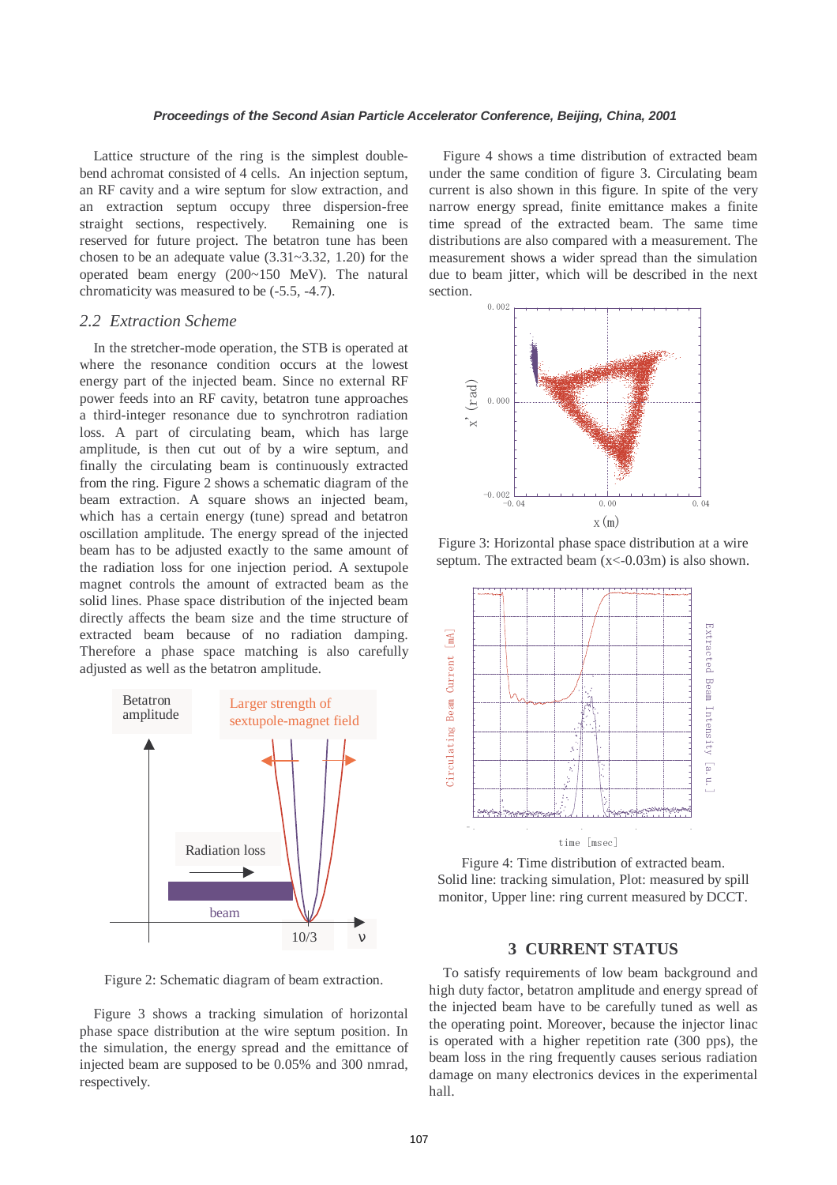Lattice structure of the ring is the simplest double-bend achromat consisted of 4 cells. An injection septum, an RF cavity and a wire septum for slow extraction, and an extraction septum occupy three dispersion-free straight sections, respectively. Remaining one is reserved for future project. The betatron tune has been chosen to be an adequate value (3.31~3.32, 1.20) for the operated beam energy (200~150 MeV). The natural chromaticity was measured to be (-5.5, -4.7).

### *2.2 Extraction Scheme*

In the stretcher-mode operation, the STB is operated at where the resonance condition occurs at the lowest energy part of the injected beam. Since no external RF power feeds into an RF cavity, betatron tune approaches a third-integer resonance due to synchrotron radiation loss. A part of circulating beam, which has large amplitude, is then cut out of by a wire septum, and finally the circulating beam is continuously extracted from the ring. Figure 2 shows a schematic diagram of the beam extraction. A square shows an injected beam, which has a certain energy (tune) spread and betatron oscillation amplitude. The energy spread of the injected beam has to be adjusted exactly to the same amount of the radiation loss for one injection period. A sextupole magnet controls the amount of extracted beam as the solid lines. Phase space distribution of the injected beam directly affects the beam size and the time structure of extracted beam because of no radiation damping. Therefore a phase space matching is also carefully adjusted as well as the betatron amplitude.

Betatron amplitude

Larger strength of sextupole-magnet field

Radiation loss

beam

10/3

ν

Figure 2: Schematic diagram of beam extraction.

Figure 3 shows a tracking simulation of horizontal phase space distribution at the wire septum position. In the simulation, the energy spread and the emittance of injected beam are supposed to be 0.05% and 300 nmrad, respectively.

Figure 4 shows a time distribution of extracted beam under the same condition of figure 3. Circulating beam current is also shown in this figure. In spite of the very narrow energy spread, finite emittance makes a finite time spread of the extracted beam. The same time distributions are also compared with a measurement. The measurement shows a wider spread than the simulation due to beam jitter, which will be described in the next section.

0.002

0.000

-0.002

x' (rad)

-0.04

0.00

0.04

x (m)

Figure 3: Horizontal phase space distribution at a wire septum. The extracted beam (x<-0.03m) is also shown.

Circulating Beam Current [mA]

Extracted Beam Intensity [a.u.]

time [msec]

Figure 4: Time distribution of extracted beam. Solid line: tracking simulation, Plot: measured by spill monitor, Upper line: ring current measured by DCCT.

## 3 CURRENT STATUS

To satisfy requirements of low beam background and high duty factor, betatron amplitude and energy spread of the injected beam have to be carefully tuned as well as the operating point. Moreover, because the injector linac is operated with a higher repetition rate (300 pps), the beam loss in the ring frequently causes serious radiation damage on many electronics devices in the experimental hall.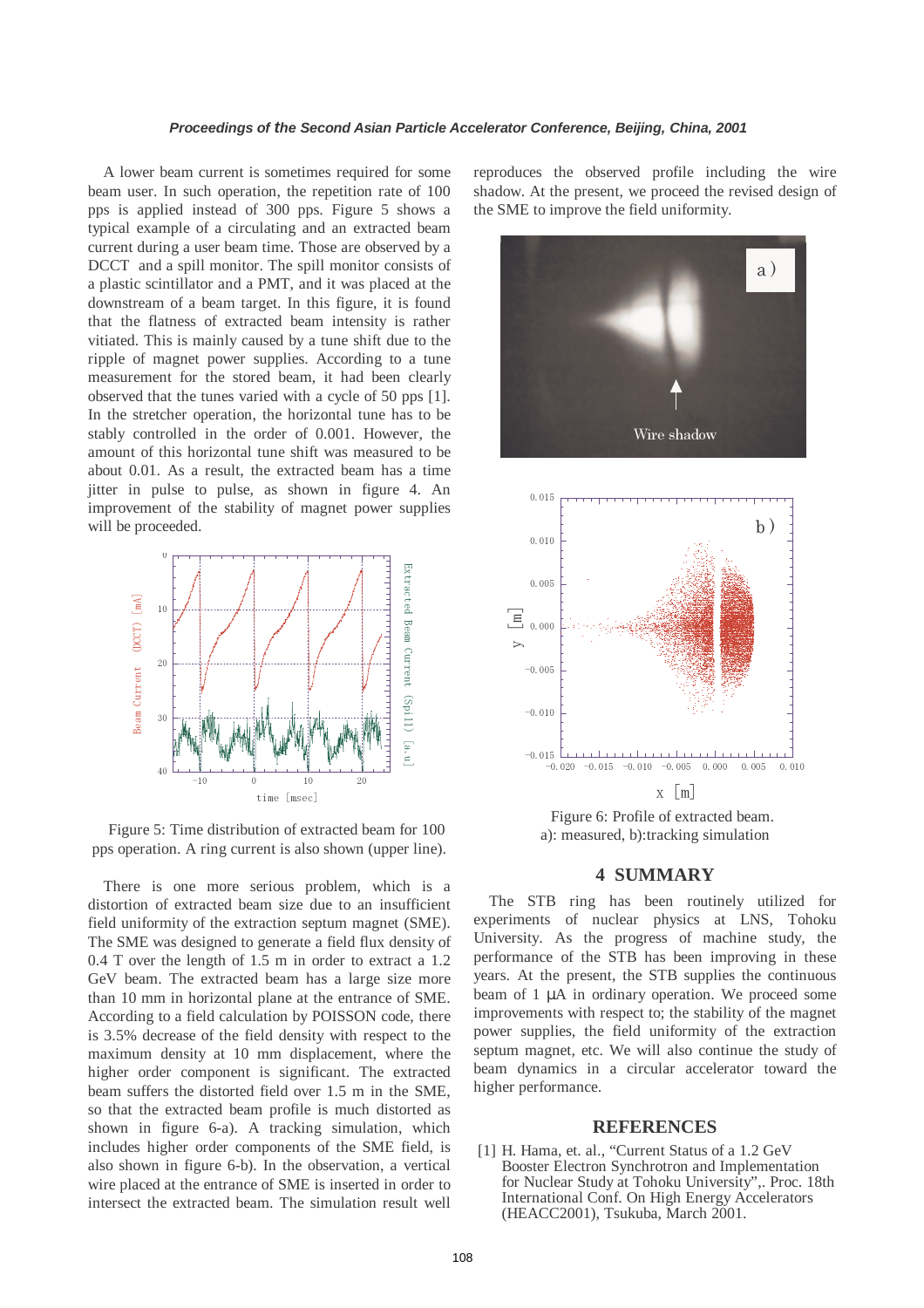A lower beam current is sometimes required for some beam user. In such operation, the repetition rate of 100 pps is applied instead of 300 pps. Figure 5 shows a typical example of a circulating and an extracted beam current during a user beam time. Those are observed by a DCCT and a spill monitor. The spill monitor consists of a plastic scintillator and a PMT, and it was placed at the downstream of a beam target. In this figure, it is found that the flatness of extracted beam intensity is rather vitiated. This is mainly caused by a tune shift due to the ripple of magnet power supplies. According to a tune measurement for the stored beam, it had been clearly observed that the tunes varied with a cycle of 50 pps [1]. In the stretcher operation, the horizontal tune has to be stably controlled in the order of 0.001. However, the amount of this horizontal tune shift was measured to be about 0.01. As a result, the extracted beam has a time jitter in pulse to pulse, as shown in figure 4. An improvement of the stability of magnet power supplies will be proceeded.

Beam Current (DCCT) [mA]
Extracted Beam Current (Spill) [a.u]
0
10
20
30
40
-10
0
10
20
time [msec]

Figure 5: Time distribution of extracted beam for 100 pps operation. A ring current is also shown (upper line).

There is one more serious problem, which is a distortion of extracted beam size due to an insufficient field uniformity of the extraction septum magnet (SME). The SME was designed to generate a field flux density of 0.4 T over the length of 1.5 m in order to extract a 1.2 GeV beam. The extracted beam has a large size more than 10 mm in horizontal plane at the entrance of SME. According to a field calculation by POISSON code, there is 3.5% decrease of the field density with respect to the maximum density at 10 mm displacement, where the higher order component is significant. The extracted beam suffers the distorted field over 1.5 m in the SME, so that the extracted beam profile is much distorted as shown in figure 6-a). A tracking simulation, which includes higher order components of the SME field, is also shown in figure 6-b). In the observation, a vertical wire placed at the entrance of SME is inserted in order to intersect the extracted beam. The simulation result well reproduces the observed profile including the wire shadow. At the present, we proceed the revised design of the SME to improve the field uniformity.

a)
Wire shadow

b)
y [m]
0.015
0.010
0.005
0.000
−0.005
−0.010
−0.015
−0.020
−0.015
−0.010
−0.005
0.000
0.005
0.010
x [m]

Figure 6: Profile of extracted beam.
a): measured, b):tracking simulation

## 4 SUMMARY

The STB ring has been routinely utilized for experiments of nuclear physics at LNS, Tohoku University. As the progress of machine study, the performance of the STB has been improving in these years. At the present, the STB supplies the continuous beam of 1 μA in ordinary operation. We proceed some improvements with respect to; the stability of the magnet power supplies, the field uniformity of the extraction septum magnet, etc. We will also continue the study of beam dynamics in a circular accelerator toward the higher performance.

## REFERENCES

[1] H. Hama, et. al., "Current Status of a 1.2 GeV Booster Electron Synchrotron and Implementation for Nuclear Study at Tohoku University",. Proc. 18th International Conf. On High Energy Accelerators (HEACC2001), Tsukuba, March 2001.